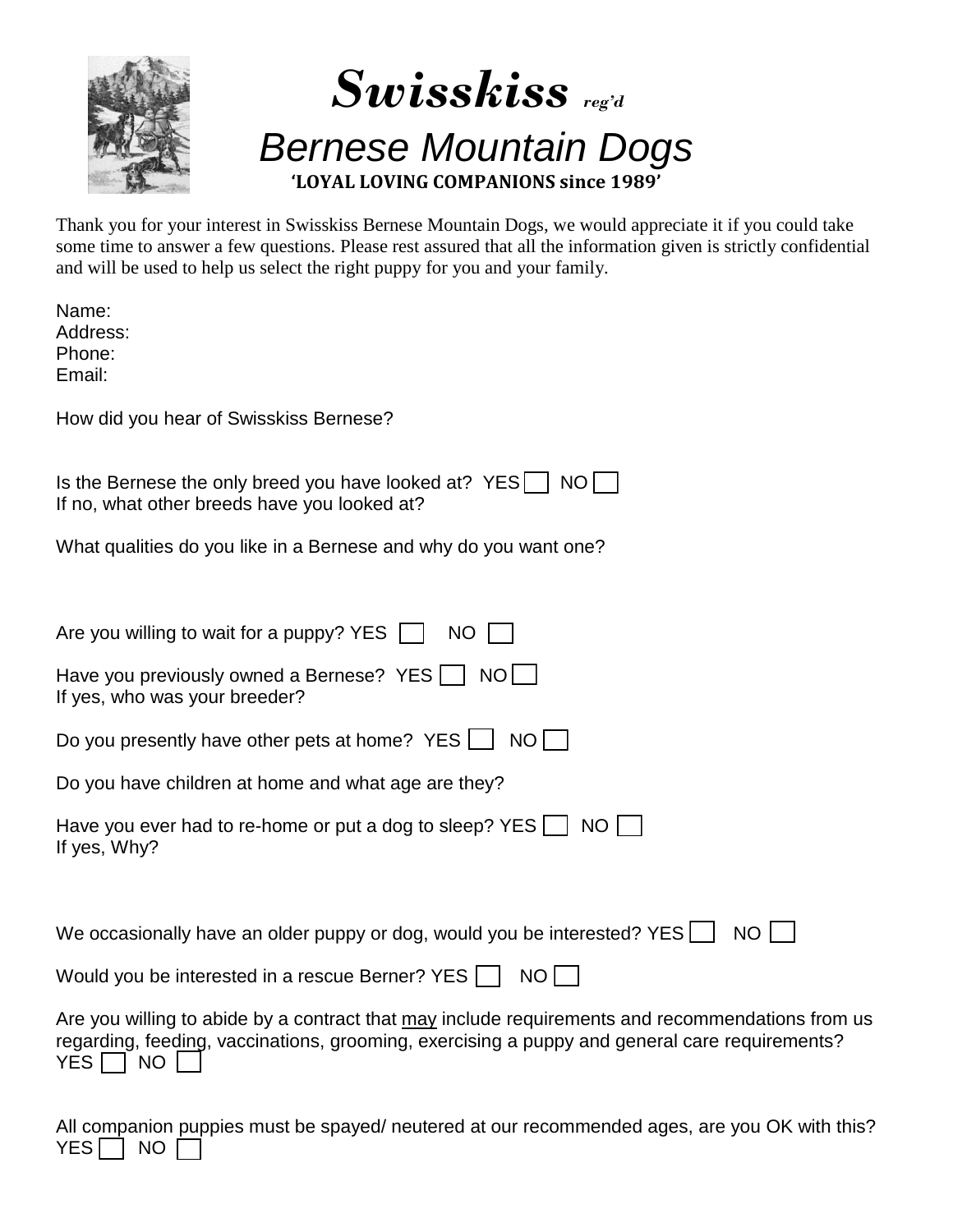# ***Swisskiss*** *reg'd*

## *Bernese Mountain Dogs*

**'LOYAL LOVING COMPANIONS since 1989'**

Thank you for your interest in Swisskiss Bernese Mountain Dogs, we would appreciate it if you could take some time to answer a few questions. Please rest assured that all the information given is strictly confidential and will be used to help us select the right puppy for you and your family.

Name:
Address:
Phone:
Email:

How did you hear of Swisskiss Bernese?

Is the Bernese the only breed you have looked at? YES ☐ NO ☐
If no, what other breeds have you looked at?

What qualities do you like in a Bernese and why do you want one?

Are you willing to wait for a puppy? YES ☐ NO ☐

Have you previously owned a Bernese? YES ☐ NO ☐
If yes, who was your breeder?

Do you presently have other pets at home? YES ☐ NO ☐

Do you have children at home and what age are they?

Have you ever had to re-home or put a dog to sleep? YES ☐ NO ☐
If yes, Why?

We occasionally have an older puppy or dog, would you be interested? YES ☐ NO ☐

Would you be interested in a rescue Berner? YES ☐ NO ☐

Are you willing to abide by a contract that <u>may</u> include requirements and recommendations from us regarding, feeding, vaccinations, grooming, exercising a puppy and general care requirements?
YES ☐ NO ☐

All companion puppies must be spayed/ neutered at our recommended ages, are you OK with this?
YES ☐ NO ☐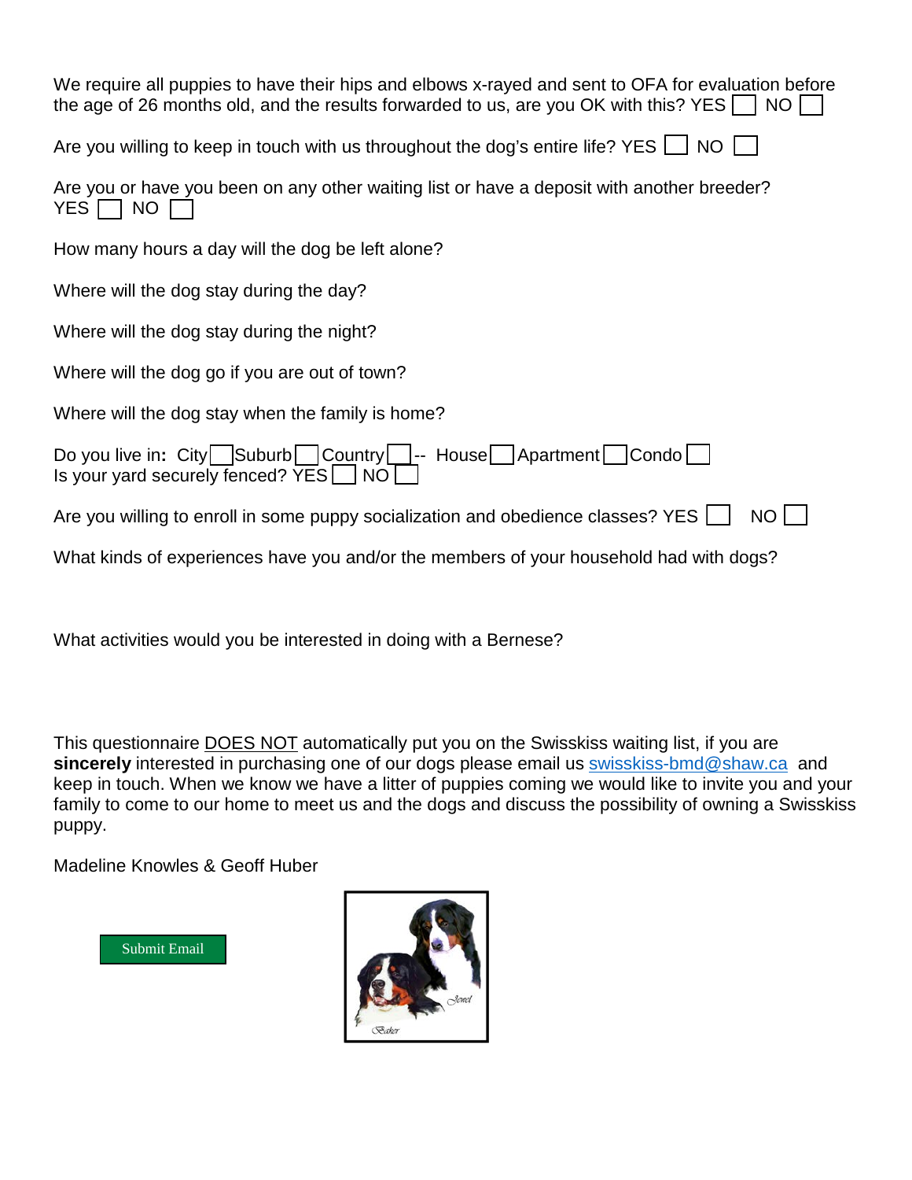We require all puppies to have their hips and elbows x-rayed and sent to OFA for evaluation before the age of 26 months old, and the results forwarded to us, are you OK with this? YES ☐ NO ☐

Are you willing to keep in touch with us throughout the dog's entire life? YES ☐ NO ☐

Are you or have you been on any other waiting list or have a deposit with another breeder?
YES ☐ NO ☐

How many hours a day will the dog be left alone?

Where will the dog stay during the day?

Where will the dog stay during the night?

Where will the dog go if you are out of town?

Where will the dog stay when the family is home?

Do you live in**:** City ☐ Suburb ☐ Country ☐ -- House ☐ Apartment ☐ Condo ☐
Is your yard securely fenced? YES ☐ NO ☐

Are you willing to enroll in some puppy socialization and obedience classes? YES ☐ NO ☐

What kinds of experiences have you and/or the members of your household had with dogs?

What activities would you be interested in doing with a Bernese?

This questionnaire DOES NOT automatically put you on the Swisskiss waiting list, if you are **sincerely** interested in purchasing one of our dogs please email us swisskiss-bmd@shaw.ca and keep in touch. When we know we have a litter of puppies coming we would like to invite you and your family to come to our home to meet us and the dogs and discuss the possibility of owning a Swisskiss puppy.

Madeline Knowles & Geoff Huber

Submit Email